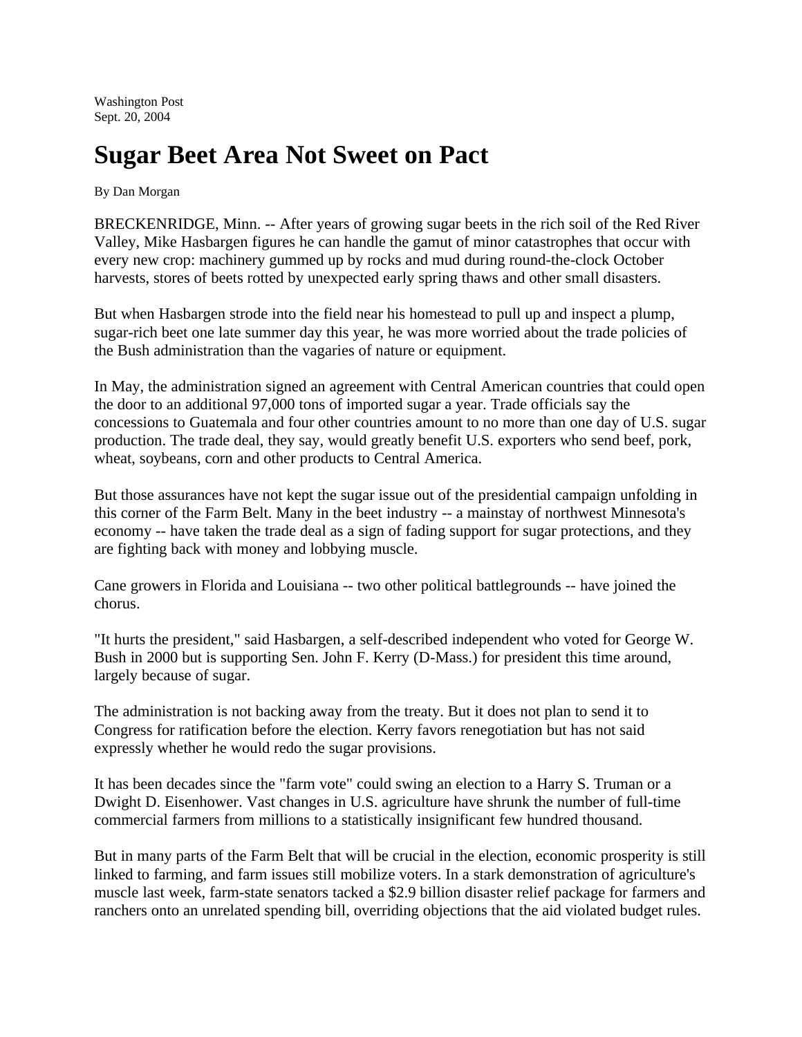Washington Post
Sept. 20, 2004

# Sugar Beet Area Not Sweet on Pact

By Dan Morgan

BRECKENRIDGE, Minn. -- After years of growing sugar beets in the rich soil of the Red River Valley, Mike Hasbargen figures he can handle the gamut of minor catastrophes that occur with every new crop: machinery gummed up by rocks and mud during round-the-clock October harvests, stores of beets rotted by unexpected early spring thaws and other small disasters.

But when Hasbargen strode into the field near his homestead to pull up and inspect a plump, sugar-rich beet one late summer day this year, he was more worried about the trade policies of the Bush administration than the vagaries of nature or equipment.

In May, the administration signed an agreement with Central American countries that could open the door to an additional 97,000 tons of imported sugar a year. Trade officials say the concessions to Guatemala and four other countries amount to no more than one day of U.S. sugar production. The trade deal, they say, would greatly benefit U.S. exporters who send beef, pork, wheat, soybeans, corn and other products to Central America.

But those assurances have not kept the sugar issue out of the presidential campaign unfolding in this corner of the Farm Belt. Many in the beet industry -- a mainstay of northwest Minnesota's economy -- have taken the trade deal as a sign of fading support for sugar protections, and they are fighting back with money and lobbying muscle.

Cane growers in Florida and Louisiana -- two other political battlegrounds -- have joined the chorus.

"It hurts the president," said Hasbargen, a self-described independent who voted for George W. Bush in 2000 but is supporting Sen. John F. Kerry (D-Mass.) for president this time around, largely because of sugar.

The administration is not backing away from the treaty. But it does not plan to send it to Congress for ratification before the election. Kerry favors renegotiation but has not said expressly whether he would redo the sugar provisions.

It has been decades since the "farm vote" could swing an election to a Harry S. Truman or a Dwight D. Eisenhower. Vast changes in U.S. agriculture have shrunk the number of full-time commercial farmers from millions to a statistically insignificant few hundred thousand.

But in many parts of the Farm Belt that will be crucial in the election, economic prosperity is still linked to farming, and farm issues still mobilize voters. In a stark demonstration of agriculture's muscle last week, farm-state senators tacked a $2.9 billion disaster relief package for farmers and ranchers onto an unrelated spending bill, overriding objections that the aid violated budget rules.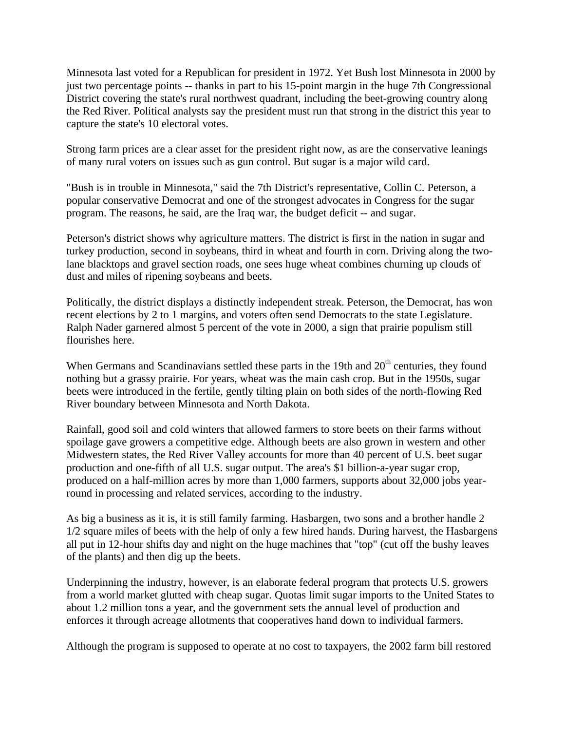Minnesota last voted for a Republican for president in 1972. Yet Bush lost Minnesota in 2000 by just two percentage points -- thanks in part to his 15-point margin in the huge 7th Congressional District covering the state's rural northwest quadrant, including the beet-growing country along the Red River. Political analysts say the president must run that strong in the district this year to capture the state's 10 electoral votes.

Strong farm prices are a clear asset for the president right now, as are the conservative leanings of many rural voters on issues such as gun control. But sugar is a major wild card.

"Bush is in trouble in Minnesota," said the 7th District's representative, Collin C. Peterson, a popular conservative Democrat and one of the strongest advocates in Congress for the sugar program. The reasons, he said, are the Iraq war, the budget deficit -- and sugar.

Peterson's district shows why agriculture matters. The district is first in the nation in sugar and turkey production, second in soybeans, third in wheat and fourth in corn. Driving along the two-lane blacktops and gravel section roads, one sees huge wheat combines churning up clouds of dust and miles of ripening soybeans and beets.

Politically, the district displays a distinctly independent streak. Peterson, the Democrat, has won recent elections by 2 to 1 margins, and voters often send Democrats to the state Legislature. Ralph Nader garnered almost 5 percent of the vote in 2000, a sign that prairie populism still flourishes here.

When Germans and Scandinavians settled these parts in the 19th and 20th centuries, they found nothing but a grassy prairie. For years, wheat was the main cash crop. But in the 1950s, sugar beets were introduced in the fertile, gently tilting plain on both sides of the north-flowing Red River boundary between Minnesota and North Dakota.

Rainfall, good soil and cold winters that allowed farmers to store beets on their farms without spoilage gave growers a competitive edge. Although beets are also grown in western and other Midwestern states, the Red River Valley accounts for more than 40 percent of U.S. beet sugar production and one-fifth of all U.S. sugar output. The area's $1 billion-a-year sugar crop, produced on a half-million acres by more than 1,000 farmers, supports about 32,000 jobs year-round in processing and related services, according to the industry.

As big a business as it is, it is still family farming. Hasbargen, two sons and a brother handle 2 1/2 square miles of beets with the help of only a few hired hands. During harvest, the Hasbargens all put in 12-hour shifts day and night on the huge machines that "top" (cut off the bushy leaves of the plants) and then dig up the beets.

Underpinning the industry, however, is an elaborate federal program that protects U.S. growers from a world market glutted with cheap sugar. Quotas limit sugar imports to the United States to about 1.2 million tons a year, and the government sets the annual level of production and enforces it through acreage allotments that cooperatives hand down to individual farmers.

Although the program is supposed to operate at no cost to taxpayers, the 2002 farm bill restored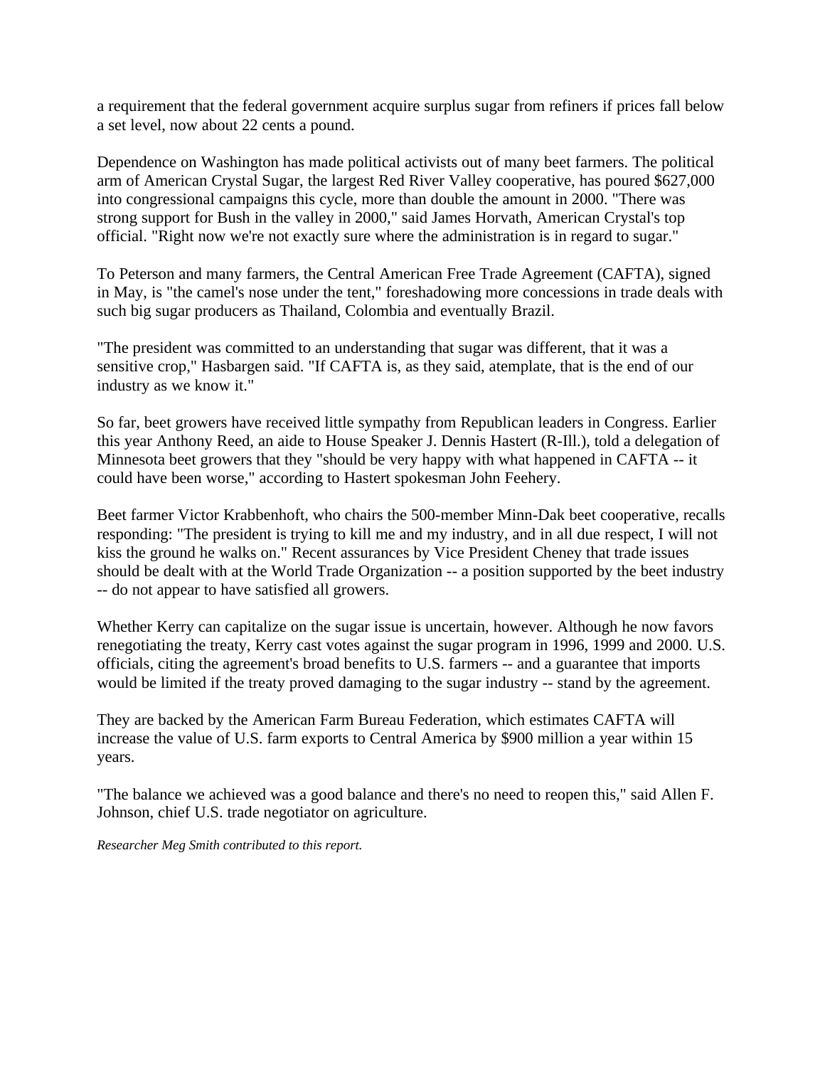a requirement that the federal government acquire surplus sugar from refiners if prices fall below a set level, now about 22 cents a pound.

Dependence on Washington has made political activists out of many beet farmers. The political arm of American Crystal Sugar, the largest Red River Valley cooperative, has poured $627,000 into congressional campaigns this cycle, more than double the amount in 2000. "There was strong support for Bush in the valley in 2000," said James Horvath, American Crystal's top official. "Right now we're not exactly sure where the administration is in regard to sugar."

To Peterson and many farmers, the Central American Free Trade Agreement (CAFTA), signed in May, is "the camel's nose under the tent," foreshadowing more concessions in trade deals with such big sugar producers as Thailand, Colombia and eventually Brazil.

"The president was committed to an understanding that sugar was different, that it was a sensitive crop," Hasbargen said. "If CAFTA is, as they said, atemplate, that is the end of our industry as we know it."

So far, beet growers have received little sympathy from Republican leaders in Congress. Earlier this year Anthony Reed, an aide to House Speaker J. Dennis Hastert (R-Ill.), told a delegation of Minnesota beet growers that they "should be very happy with what happened in CAFTA -- it could have been worse," according to Hastert spokesman John Feehery.

Beet farmer Victor Krabbenhoft, who chairs the 500-member Minn-Dak beet cooperative, recalls responding: "The president is trying to kill me and my industry, and in all due respect, I will not kiss the ground he walks on." Recent assurances by Vice President Cheney that trade issues should be dealt with at the World Trade Organization -- a position supported by the beet industry -- do not appear to have satisfied all growers.

Whether Kerry can capitalize on the sugar issue is uncertain, however. Although he now favors renegotiating the treaty, Kerry cast votes against the sugar program in 1996, 1999 and 2000. U.S. officials, citing the agreement's broad benefits to U.S. farmers -- and a guarantee that imports would be limited if the treaty proved damaging to the sugar industry -- stand by the agreement.

They are backed by the American Farm Bureau Federation, which estimates CAFTA will increase the value of U.S. farm exports to Central America by $900 million a year within 15 years.

"The balance we achieved was a good balance and there's no need to reopen this," said Allen F. Johnson, chief U.S. trade negotiator on agriculture.

*Researcher Meg Smith contributed to this report.*